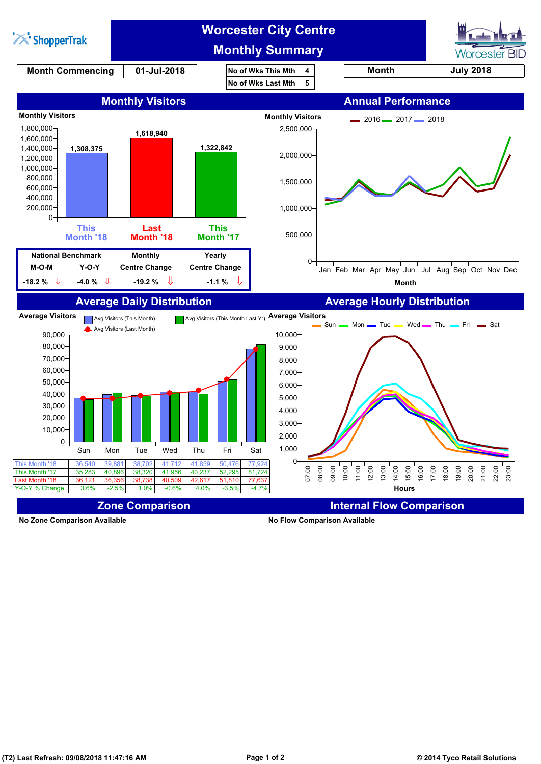ShopperTrak

# Worcester City Centre Monthly Summary

Worcester BID

| Month Commencing | 01-Jul-2018 |
|---|---|

| No of Wks This Mth | 4 |
|---|---|
| No of Wks Last Mth | 5 |

| Month | July 2018 |
|---|---|

## Monthly Visitors

Monthly Visitors

| | This Month '18 | Last Month '18 | This Month '17 |
|---|---|---|---|
| Monthly Visitors | 1,308,375 | 1,618,940 | 1,322,842 |

| National Benchmark M-O-M | National Benchmark Y-O-Y | Monthly Centre Change | Yearly Centre Change |
|---|---|---|---|
| -18.2 % ⇓ | -4.0 % ⇓ | -19.2 % ⇓ | -1.1 % ⇓ |

## Annual Performance

Monthly Visitors — 2016, 2017, 2018 (Jan–Dec)

Month

## Average Daily Distribution

Average Visitors — Avg Visitors (This Month), Avg Visitors (This Month Last Yr), Avg Visitors (Last Month)

| | Sun | Mon | Tue | Wed | Thu | Fri | Sat |
|---|---|---|---|---|---|---|---|
| This Month '18 | 36,540 | 39,881 | 38,702 | 41,712 | 41,859 | 50,476 | 77,924 |
| This Month '17 | 35,283 | 40,896 | 38,320 | 41,956 | 40,237 | 52,295 | 81,724 |
| Last Month '18 | 36,121 | 36,356 | 38,738 | 40,509 | 42,617 | 51,810 | 77,637 |
| Y-O-Y % Change | 3.6% | -2.5% | 1.0% | -0.6% | 4.0% | -3.5% | -4.7% |

## Average Hourly Distribution

Average Visitors — Sun, Mon, Tue, Wed, Thu, Fri, Sat

Hours (07:00–23:00)

## Zone Comparison

No Zone Comparison Available

## Internal Flow Comparison

No Flow Comparison Available

(T2) Last Refresh: 09/08/2018 11:47:16 AM

© 2014 Tyco Retail Solutions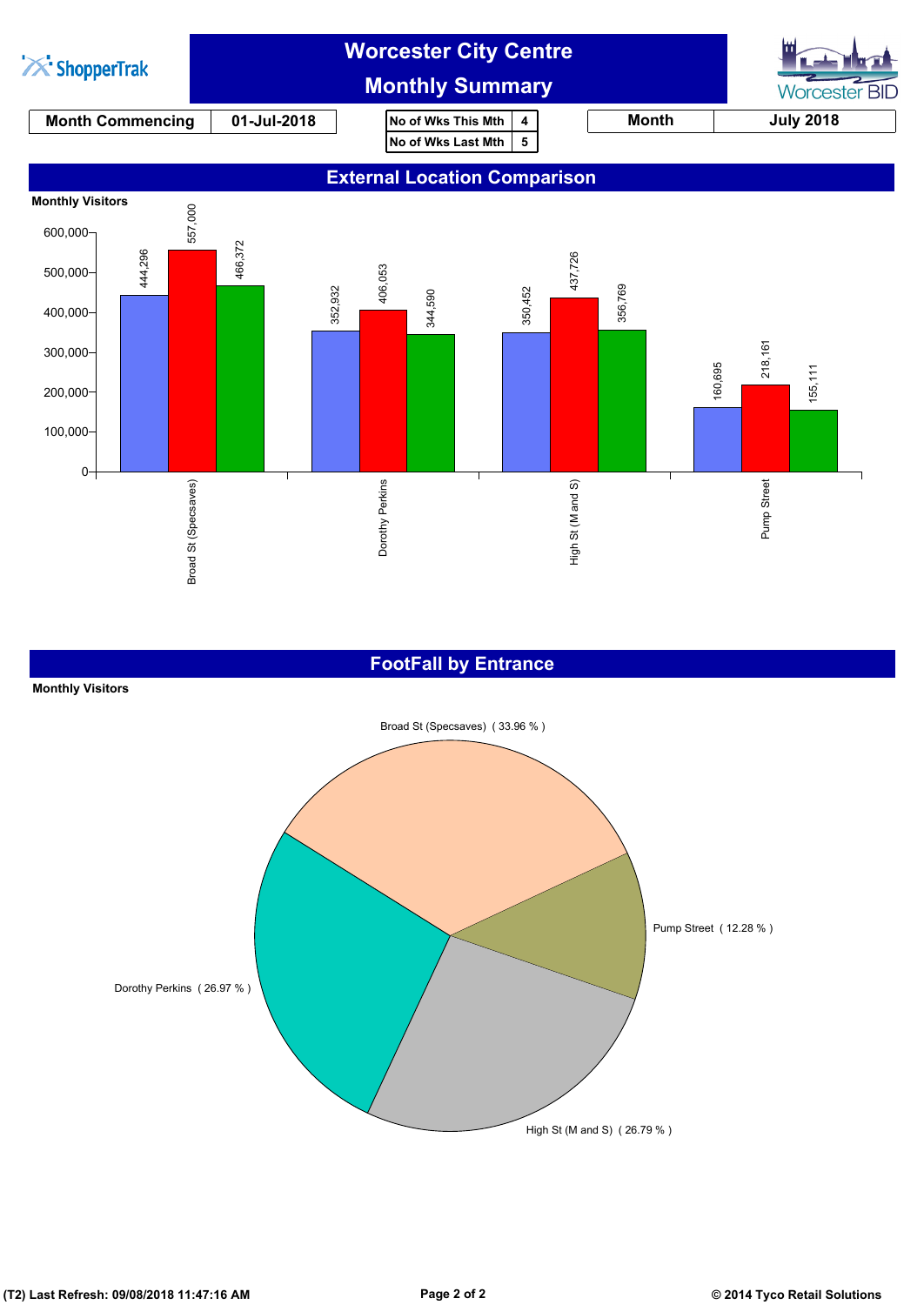ShopperTrak

# Worcester City Centre Monthly Summary

Worcester BID

| Month Commencing | 01-Jul-2018 |
|---|---|

| No of Wks This Mth | 4 |
|---|---|
| No of Wks Last Mth | 5 |

| Month | July 2018 |
|---|---|

## External Location Comparison

Monthly Visitors

| Location | Blue | Red | Green |
|---|---|---|---|
| Broad St (Specsaves) | 444,296 | 557,000 | 466,372 |
| Dorothy Perkins | 352,932 | 406,053 | 344,590 |
| High St (M and S) | 350,452 | 437,726 | 356,769 |
| Pump Street | 160,695 | 218,161 | 155,111 |

## FootFall by Entrance

Monthly Visitors

| Entrance | Share |
|---|---|
| Broad St (Specsaves) | 33.96 % |
| Dorothy Perkins | 26.97 % |
| High St (M and S) | 26.79 % |
| Pump Street | 12.28 % |

(T2) Last Refresh: 09/08/2018 11:47:16 AM

© 2014 Tyco Retail Solutions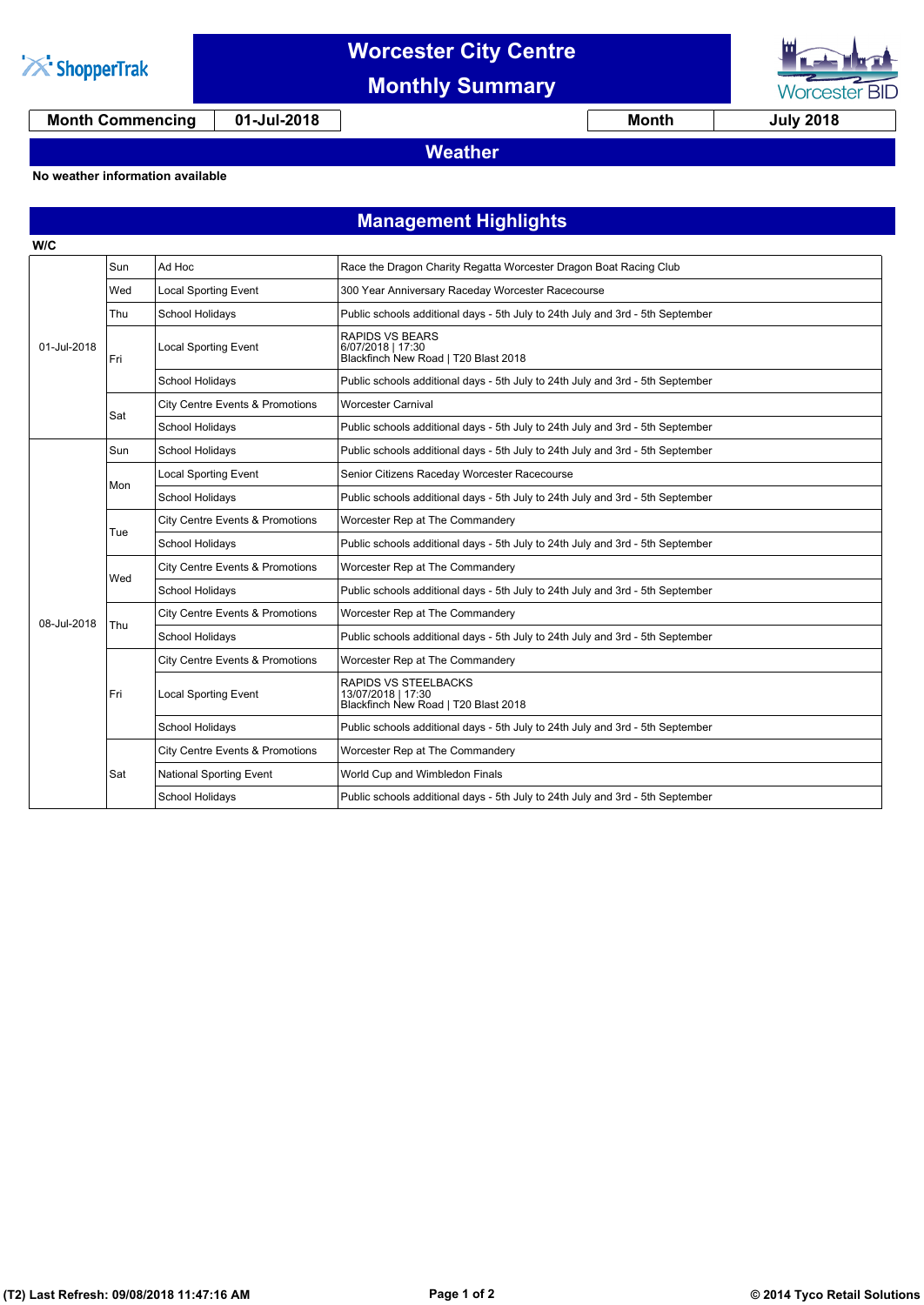# Worcester City Centre
## Monthly Summary

| Month Commencing | 01-Jul-2018 | Month | July 2018 |
|---|---|---|---|

## Weather

**No weather information available**

## Management Highlights

| W/C | | | |
|---|---|---|---|
| 01-Jul-2018 | Sun | Ad Hoc | Race the Dragon Charity Regatta Worcester Dragon Boat Racing Club |
| | Wed | Local Sporting Event | 300 Year Anniversary Raceday Worcester Racecourse |
| | Thu | School Holidays | Public schools additional days - 5th July to 24th July and 3rd - 5th September |
| | Fri | Local Sporting Event | RAPIDS VS BEARS 6/07/2018 \| 17:30 Blackfinch New Road \| T20 Blast 2018 |
| | | School Holidays | Public schools additional days - 5th July to 24th July and 3rd - 5th September |
| | Sat | City Centre Events & Promotions | Worcester Carnival |
| | | School Holidays | Public schools additional days - 5th July to 24th July and 3rd - 5th September |
| 08-Jul-2018 | Sun | School Holidays | Public schools additional days - 5th July to 24th July and 3rd - 5th September |
| | Mon | Local Sporting Event | Senior Citizens Raceday Worcester Racecourse |
| | | School Holidays | Public schools additional days - 5th July to 24th July and 3rd - 5th September |
| | Tue | City Centre Events & Promotions | Worcester Rep at The Commandery |
| | | School Holidays | Public schools additional days - 5th July to 24th July and 3rd - 5th September |
| | Wed | City Centre Events & Promotions | Worcester Rep at The Commandery |
| | | School Holidays | Public schools additional days - 5th July to 24th July and 3rd - 5th September |
| | Thu | City Centre Events & Promotions | Worcester Rep at The Commandery |
| | | School Holidays | Public schools additional days - 5th July to 24th July and 3rd - 5th September |
| | Fri | City Centre Events & Promotions | Worcester Rep at The Commandery |
| | | Local Sporting Event | RAPIDS VS STEELBACKS 13/07/2018 \| 17:30 Blackfinch New Road \| T20 Blast 2018 |
| | | School Holidays | Public schools additional days - 5th July to 24th July and 3rd - 5th September |
| | Sat | City Centre Events & Promotions | Worcester Rep at The Commandery |
| | | National Sporting Event | World Cup and Wimbledon Finals |
| | | School Holidays | Public schools additional days - 5th July to 24th July and 3rd - 5th September |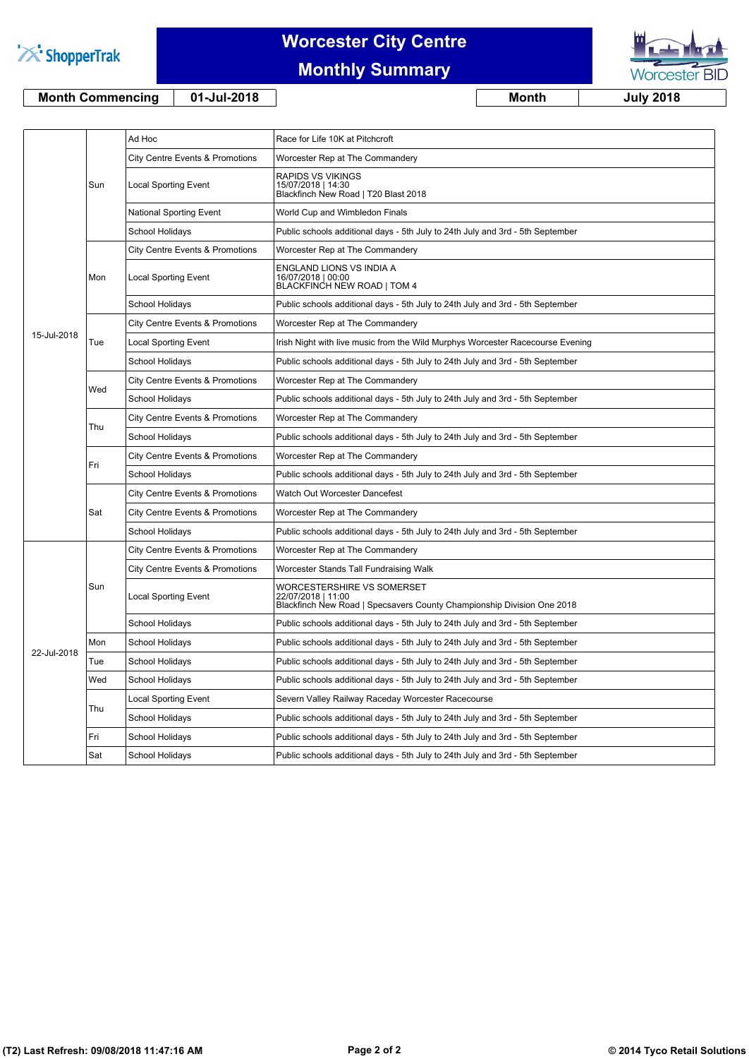# Worcester City Centre
## Monthly Summary

| Month Commencing | 01-Jul-2018 | Month | July 2018 |
|---|---|---|---|

| | | | |
|---|---|---|---|
| 15-Jul-2018 | Sun | Ad Hoc | Race for Life 10K at Pitchcroft |
| | | City Centre Events & Promotions | Worcester Rep at The Commandery |
| | | Local Sporting Event | RAPIDS VS VIKINGS<br>15/07/2018 \| 14:30<br>Blackfinch New Road \| T20 Blast 2018 |
| | | National Sporting Event | World Cup and Wimbledon Finals |
| | | School Holidays | Public schools additional days - 5th July to 24th July and 3rd - 5th September |
| | Mon | City Centre Events & Promotions | Worcester Rep at The Commandery |
| | | Local Sporting Event | ENGLAND LIONS VS INDIA A<br>16/07/2018 \| 00:00<br>BLACKFINCH NEW ROAD \| TOM 4 |
| | | School Holidays | Public schools additional days - 5th July to 24th July and 3rd - 5th September |
| | Tue | City Centre Events & Promotions | Worcester Rep at The Commandery |
| | | Local Sporting Event | Irish Night with live music from the Wild Murphys Worcester Racecourse Evening |
| | | School Holidays | Public schools additional days - 5th July to 24th July and 3rd - 5th September |
| | Wed | City Centre Events & Promotions | Worcester Rep at The Commandery |
| | | School Holidays | Public schools additional days - 5th July to 24th July and 3rd - 5th September |
| | Thu | City Centre Events & Promotions | Worcester Rep at The Commandery |
| | | School Holidays | Public schools additional days - 5th July to 24th July and 3rd - 5th September |
| | Fri | City Centre Events & Promotions | Worcester Rep at The Commandery |
| | | School Holidays | Public schools additional days - 5th July to 24th July and 3rd - 5th September |
| | Sat | City Centre Events & Promotions | Watch Out Worcester Dancefest |
| | | City Centre Events & Promotions | Worcester Rep at The Commandery |
| | | School Holidays | Public schools additional days - 5th July to 24th July and 3rd - 5th September |
| 22-Jul-2018 | Sun | City Centre Events & Promotions | Worcester Rep at The Commandery |
| | | City Centre Events & Promotions | Worcester Stands Tall Fundraising Walk |
| | | Local Sporting Event | WORCESTERSHIRE VS SOMERSET<br>22/07/2018 \| 11:00<br>Blackfinch New Road \| Specsavers County Championship Division One 2018 |
| | | School Holidays | Public schools additional days - 5th July to 24th July and 3rd - 5th September |
| | Mon | School Holidays | Public schools additional days - 5th July to 24th July and 3rd - 5th September |
| | Tue | School Holidays | Public schools additional days - 5th July to 24th July and 3rd - 5th September |
| | Wed | School Holidays | Public schools additional days - 5th July to 24th July and 3rd - 5th September |
| | Thu | Local Sporting Event | Severn Valley Railway Raceday Worcester Racecourse |
| | | School Holidays | Public schools additional days - 5th July to 24th July and 3rd - 5th September |
| | Fri | School Holidays | Public schools additional days - 5th July to 24th July and 3rd - 5th September |
| | Sat | School Holidays | Public schools additional days - 5th July to 24th July and 3rd - 5th September |

(T2) Last Refresh: 09/08/2018 11:47:16 AM

© 2014 Tyco Retail Solutions